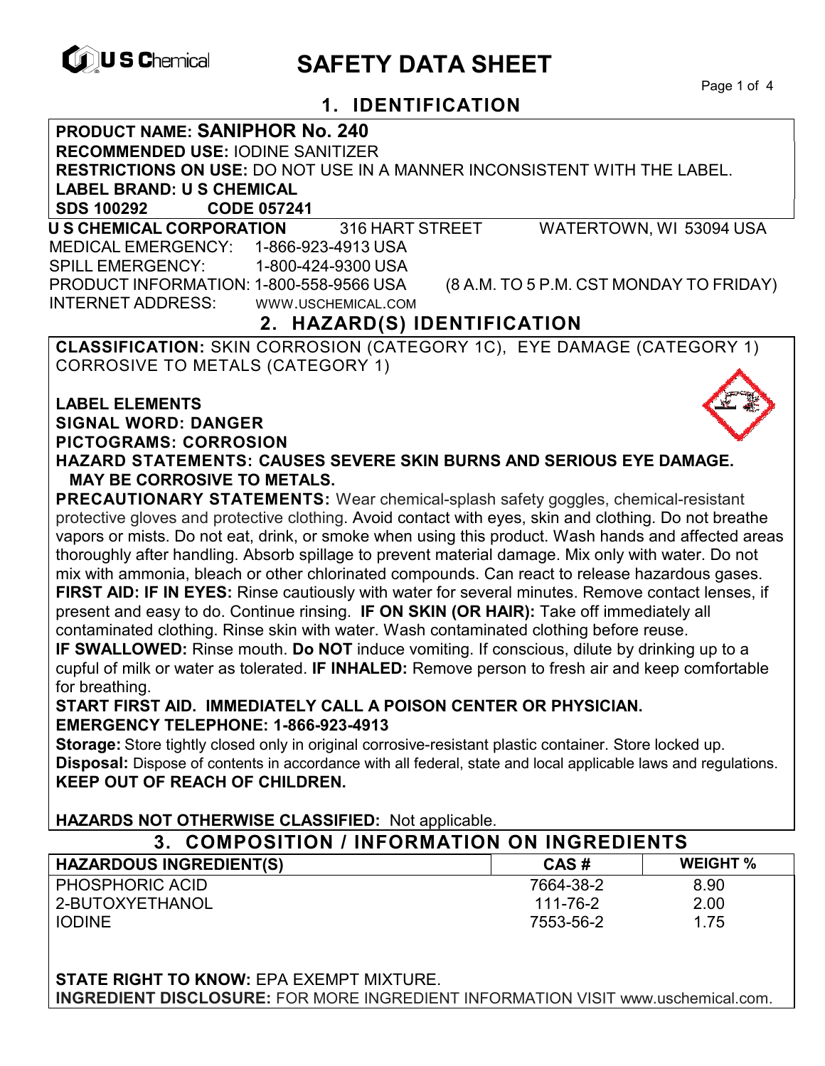U S Chemical

# SAFETY DATA SHEET

## 1. IDENTIFICATION

**PRODUCT NAME: SANIPHOR No. 240**
**RECOMMENDED USE:** IODINE SANITIZER
**RESTRICTIONS ON USE:** DO NOT USE IN A MANNER INCONSISTENT WITH THE LABEL.
**LABEL BRAND: U S CHEMICAL**
**SDS 100292 CODE 057241**

**U S CHEMICAL CORPORATION** 316 HART STREET WATERTOWN, WI 53094 USA
MEDICAL EMERGENCY: 1-866-923-4913 USA
SPILL EMERGENCY: 1-800-424-9300 USA
PRODUCT INFORMATION: 1-800-558-9566 USA (8 A.M. TO 5 P.M. CST MONDAY TO FRIDAY)
INTERNET ADDRESS: WWW.USCHEMICAL.COM

## 2. HAZARD(S) IDENTIFICATION

**CLASSIFICATION:** SKIN CORROSION (CATEGORY 1C), EYE DAMAGE (CATEGORY 1) CORROSIVE TO METALS (CATEGORY 1)

**LABEL ELEMENTS**
**SIGNAL WORD: DANGER**
**PICTOGRAMS: CORROSION**
**HAZARD STATEMENTS: CAUSES SEVERE SKIN BURNS AND SERIOUS EYE DAMAGE. MAY BE CORROSIVE TO METALS.**

**PRECAUTIONARY STATEMENTS:** Wear chemical-splash safety goggles, chemical-resistant protective gloves and protective clothing. Avoid contact with eyes, skin and clothing. Do not breathe vapors or mists. Do not eat, drink, or smoke when using this product. Wash hands and affected areas thoroughly after handling. Absorb spillage to prevent material damage. Mix only with water. Do not mix with ammonia, bleach or other chlorinated compounds. Can react to release hazardous gases.
**FIRST AID: IF IN EYES:** Rinse cautiously with water for several minutes. Remove contact lenses, if present and easy to do. Continue rinsing. **IF ON SKIN (OR HAIR):** Take off immediately all contaminated clothing. Rinse skin with water. Wash contaminated clothing before reuse.
**IF SWALLOWED:** Rinse mouth. **Do NOT** induce vomiting. If conscious, dilute by drinking up to a cupful of milk or water as tolerated. **IF INHALED:** Remove person to fresh air and keep comfortable for breathing.
**START FIRST AID. IMMEDIATELY CALL A POISON CENTER OR PHYSICIAN.**
**EMERGENCY TELEPHONE: 1-866-923-4913**
**Storage:** Store tightly closed only in original corrosive-resistant plastic container. Store locked up.
**Disposal:** Dispose of contents in accordance with all federal, state and local applicable laws and regulations.
**KEEP OUT OF REACH OF CHILDREN.**

**HAZARDS NOT OTHERWISE CLASSIFIED:** Not applicable.

## 3. COMPOSITION / INFORMATION ON INGREDIENTS

| HAZARDOUS INGREDIENT(S) | CAS # | WEIGHT % |
|---|---|---|
| PHOSPHORIC ACID | 7664-38-2 | 8.90 |
| 2-BUTOXYETHANOL | 111-76-2 | 2.00 |
| IODINE | 7553-56-2 | 1.75 |

**STATE RIGHT TO KNOW:** EPA EXEMPT MIXTURE.
**INGREDIENT DISCLOSURE:** FOR MORE INGREDIENT INFORMATION VISIT www.uschemical.com.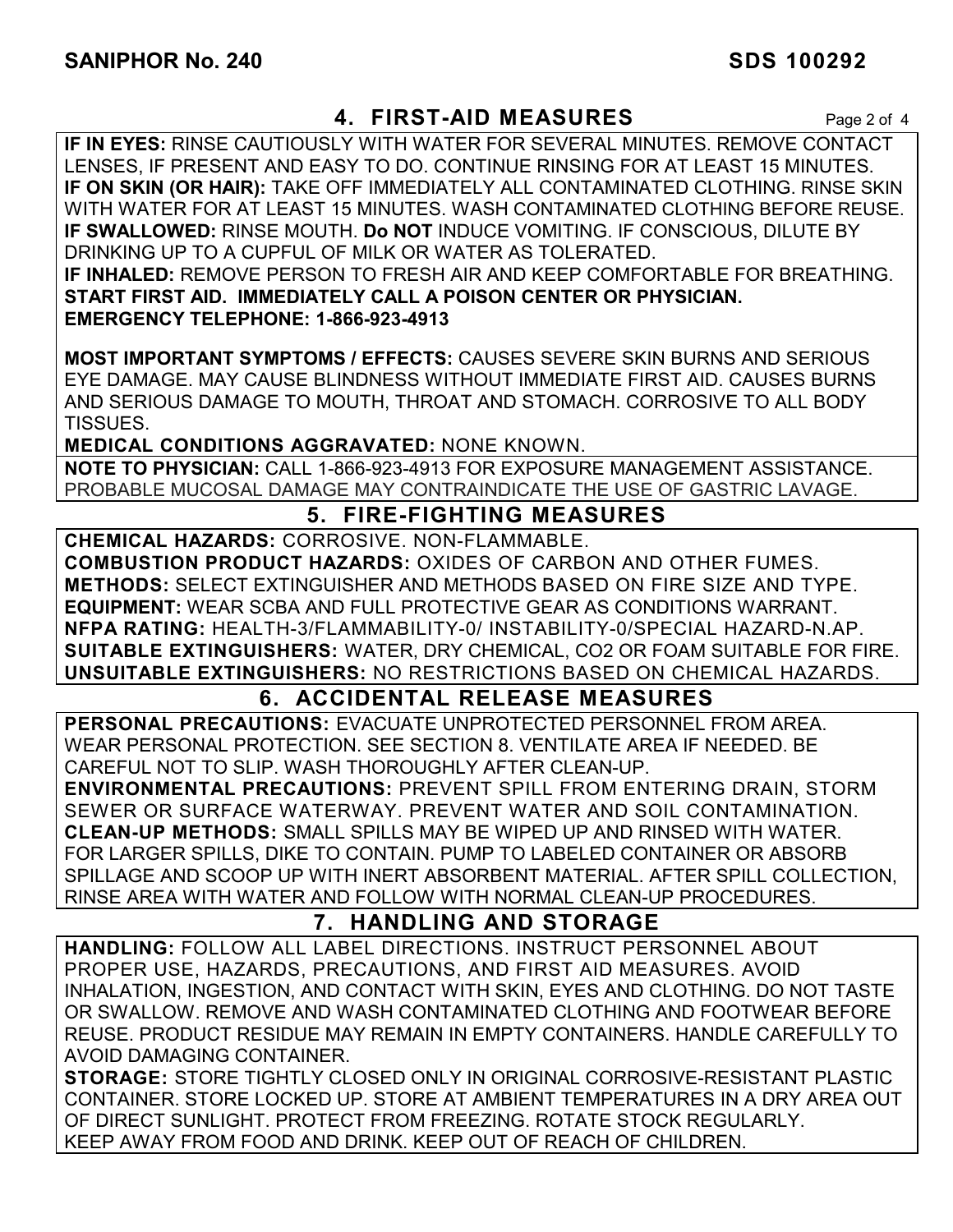## 4. FIRST-AID MEASURES

**IF IN EYES:** RINSE CAUTIOUSLY WITH WATER FOR SEVERAL MINUTES. REMOVE CONTACT LENSES, IF PRESENT AND EASY TO DO. CONTINUE RINSING FOR AT LEAST 15 MINUTES.
**IF ON SKIN (OR HAIR):** TAKE OFF IMMEDIATELY ALL CONTAMINATED CLOTHING. RINSE SKIN WITH WATER FOR AT LEAST 15 MINUTES. WASH CONTAMINATED CLOTHING BEFORE REUSE.
**IF SWALLOWED:** RINSE MOUTH. **Do NOT** INDUCE VOMITING. IF CONSCIOUS, DILUTE BY DRINKING UP TO A CUPFUL OF MILK OR WATER AS TOLERATED.
**IF INHALED:** REMOVE PERSON TO FRESH AIR AND KEEP COMFORTABLE FOR BREATHING.
**START FIRST AID. IMMEDIATELY CALL A POISON CENTER OR PHYSICIAN.**
**EMERGENCY TELEPHONE: 1-866-923-4913**

**MOST IMPORTANT SYMPTOMS / EFFECTS:** CAUSES SEVERE SKIN BURNS AND SERIOUS EYE DAMAGE. MAY CAUSE BLINDNESS WITHOUT IMMEDIATE FIRST AID. CAUSES BURNS AND SERIOUS DAMAGE TO MOUTH, THROAT AND STOMACH. CORROSIVE TO ALL BODY TISSUES.
**MEDICAL CONDITIONS AGGRAVATED:** NONE KNOWN.

**NOTE TO PHYSICIAN:** CALL 1-866-923-4913 FOR EXPOSURE MANAGEMENT ASSISTANCE. PROBABLE MUCOSAL DAMAGE MAY CONTRAINDICATE THE USE OF GASTRIC LAVAGE.

## 5. FIRE-FIGHTING MEASURES

**CHEMICAL HAZARDS:** CORROSIVE. NON-FLAMMABLE.
**COMBUSTION PRODUCT HAZARDS:** OXIDES OF CARBON AND OTHER FUMES.
**METHODS:** SELECT EXTINGUISHER AND METHODS BASED ON FIRE SIZE AND TYPE.
**EQUIPMENT:** WEAR SCBA AND FULL PROTECTIVE GEAR AS CONDITIONS WARRANT.
**NFPA RATING:** HEALTH-3/FLAMMABILITY-0/ INSTABILITY-0/SPECIAL HAZARD-N.AP.
**SUITABLE EXTINGUISHERS:** WATER, DRY CHEMICAL, CO2 OR FOAM SUITABLE FOR FIRE.
**UNSUITABLE EXTINGUISHERS:** NO RESTRICTIONS BASED ON CHEMICAL HAZARDS.

## 6. ACCIDENTAL RELEASE MEASURES

**PERSONAL PRECAUTIONS:** EVACUATE UNPROTECTED PERSONNEL FROM AREA. WEAR PERSONAL PROTECTION. SEE SECTION 8. VENTILATE AREA IF NEEDED. BE CAREFUL NOT TO SLIP. WASH THOROUGHLY AFTER CLEAN-UP.
**ENVIRONMENTAL PRECAUTIONS:** PREVENT SPILL FROM ENTERING DRAIN, STORM SEWER OR SURFACE WATERWAY. PREVENT WATER AND SOIL CONTAMINATION.
**CLEAN-UP METHODS:** SMALL SPILLS MAY BE WIPED UP AND RINSED WITH WATER. FOR LARGER SPILLS, DIKE TO CONTAIN. PUMP TO LABELED CONTAINER OR ABSORB SPILLAGE AND SCOOP UP WITH INERT ABSORBENT MATERIAL. AFTER SPILL COLLECTION, RINSE AREA WITH WATER AND FOLLOW WITH NORMAL CLEAN-UP PROCEDURES.

## 7. HANDLING AND STORAGE

**HANDLING:** FOLLOW ALL LABEL DIRECTIONS. INSTRUCT PERSONNEL ABOUT PROPER USE, HAZARDS, PRECAUTIONS, AND FIRST AID MEASURES. AVOID INHALATION, INGESTION, AND CONTACT WITH SKIN, EYES AND CLOTHING. DO NOT TASTE OR SWALLOW. REMOVE AND WASH CONTAMINATED CLOTHING AND FOOTWEAR BEFORE REUSE. PRODUCT RESIDUE MAY REMAIN IN EMPTY CONTAINERS. HANDLE CAREFULLY TO AVOID DAMAGING CONTAINER.
**STORAGE:** STORE TIGHTLY CLOSED ONLY IN ORIGINAL CORROSIVE-RESISTANT PLASTIC CONTAINER. STORE LOCKED UP. STORE AT AMBIENT TEMPERATURES IN A DRY AREA OUT OF DIRECT SUNLIGHT. PROTECT FROM FREEZING. ROTATE STOCK REGULARLY. KEEP AWAY FROM FOOD AND DRINK. KEEP OUT OF REACH OF CHILDREN.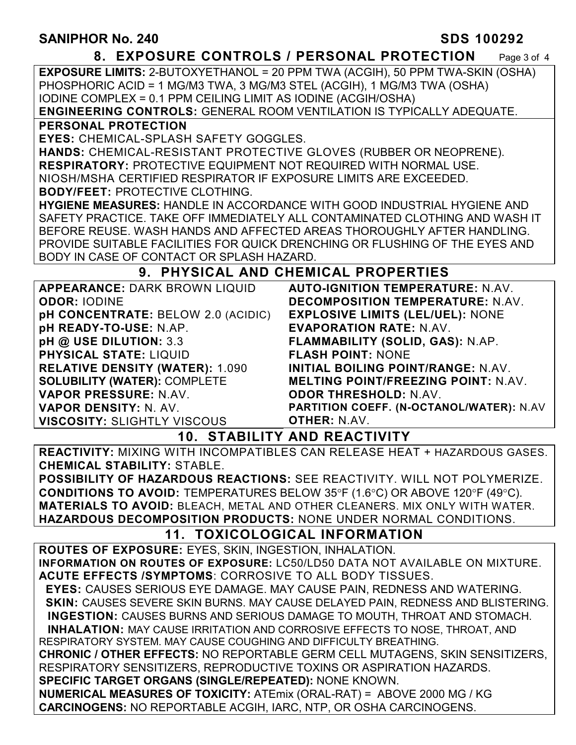**SANIPHOR No. 240** **SDS 100292**

## 8. EXPOSURE CONTROLS / PERSONAL PROTECTION

**EXPOSURE LIMITS:** 2-BUTOXYETHANOL = 20 PPM TWA (ACGIH), 50 PPM TWA-SKIN (OSHA)
PHOSPHORIC ACID = 1 MG/M3 TWA, 3 MG/M3 STEL (ACGIH), 1 MG/M3 TWA (OSHA)
IODINE COMPLEX = 0.1 PPM CEILING LIMIT AS IODINE (ACGIH/OSHA)
**ENGINEERING CONTROLS:** GENERAL ROOM VENTILATION IS TYPICALLY ADEQUATE.

**PERSONAL PROTECTION**

**EYES:** CHEMICAL-SPLASH SAFETY GOGGLES.
**HANDS:** CHEMICAL-RESISTANT PROTECTIVE GLOVES (RUBBER OR NEOPRENE).
**RESPIRATORY:** PROTECTIVE EQUIPMENT NOT REQUIRED WITH NORMAL USE.
NIOSH/MSHA CERTIFIED RESPIRATOR IF EXPOSURE LIMITS ARE EXCEEDED.
**BODY/FEET:** PROTECTIVE CLOTHING.
**HYGIENE MEASURES:** HANDLE IN ACCORDANCE WITH GOOD INDUSTRIAL HYGIENE AND SAFETY PRACTICE. TAKE OFF IMMEDIATELY ALL CONTAMINATED CLOTHING AND WASH IT BEFORE REUSE. WASH HANDS AND AFFECTED AREAS THOROUGHLY AFTER HANDLING. PROVIDE SUITABLE FACILITIES FOR QUICK DRENCHING OR FLUSHING OF THE EYES AND BODY IN CASE OF CONTACT OR SPLASH HAZARD.

## 9. PHYSICAL AND CHEMICAL PROPERTIES

| | |
|---|---|
| **APPEARANCE:** DARK BROWN LIQUID | **AUTO-IGNITION TEMPERATURE:** N.AV. |
| **ODOR:** IODINE | **DECOMPOSITION TEMPERATURE:** N.AV. |
| **pH CONCENTRATE:** BELOW 2.0 (ACIDIC) | **EXPLOSIVE LIMITS (LEL/UEL):** NONE |
| **pH READY-TO-USE:** N.AP. | **EVAPORATION RATE:** N.AV. |
| **pH @ USE DILUTION:** 3.3 | **FLAMMABILITY (SOLID, GAS):** N.AP. |
| **PHYSICAL STATE:** LIQUID | **FLASH POINT:** NONE |
| **RELATIVE DENSITY (WATER):** 1.090 | **INITIAL BOILING POINT/RANGE:** N.AV. |
| **SOLUBILITY (WATER):** COMPLETE | **MELTING POINT/FREEZING POINT:** N.AV. |
| **VAPOR PRESSURE:** N.AV. | **ODOR THRESHOLD:** N.AV. |
| **VAPOR DENSITY:** N. AV. | **PARTITION COEFF. (N-OCTANOL/WATER):** N.AV |
| **VISCOSITY:** SLIGHTLY VISCOUS | **OTHER:** N.AV. |

## 10. STABILITY AND REACTIVITY

**REACTIVITY:** MIXING WITH INCOMPATIBLES CAN RELEASE HEAT + HAZARDOUS GASES.
**CHEMICAL STABILITY:** STABLE.
**POSSIBILITY OF HAZARDOUS REACTIONS:** SEE REACTIVITY. WILL NOT POLYMERIZE.
**CONDITIONS TO AVOID:** TEMPERATURES BELOW 35°F (1.6°C) OR ABOVE 120°F (49°C).
**MATERIALS TO AVOID:** BLEACH, METAL AND OTHER CLEANERS. MIX ONLY WITH WATER.
**HAZARDOUS DECOMPOSITION PRODUCTS:** NONE UNDER NORMAL CONDITIONS.

## 11. TOXICOLOGICAL INFORMATION

**ROUTES OF EXPOSURE:** EYES, SKIN, INGESTION, INHALATION.
**INFORMATION ON ROUTES OF EXPOSURE:** LC50/LD50 DATA NOT AVAILABLE ON MIXTURE.
**ACUTE EFFECTS /SYMPTOMS**: CORROSIVE TO ALL BODY TISSUES.
**EYES:** CAUSES SERIOUS EYE DAMAGE. MAY CAUSE PAIN, REDNESS AND WATERING.
**SKIN:** CAUSES SEVERE SKIN BURNS. MAY CAUSE DELAYED PAIN, REDNESS AND BLISTERING.
**INGESTION:** CAUSES BURNS AND SERIOUS DAMAGE TO MOUTH, THROAT AND STOMACH.
**INHALATION:** MAY CAUSE IRRITATION AND CORROSIVE EFFECTS TO NOSE, THROAT, AND RESPIRATORY SYSTEM. MAY CAUSE COUGHING AND DIFFICULTY BREATHING.
**CHRONIC / OTHER EFFECTS:** NO REPORTABLE GERM CELL MUTAGENS, SKIN SENSITIZERS, RESPIRATORY SENSITIZERS, REPRODUCTIVE TOXINS OR ASPIRATION HAZARDS.
**SPECIFIC TARGET ORGANS (SINGLE/REPEATED):** NONE KNOWN.
**NUMERICAL MEASURES OF TOXICITY:** ATEmix (ORAL-RAT) = ABOVE 2000 MG / KG
**CARCINOGENS:** NO REPORTABLE ACGIH, IARC, NTP, OR OSHA CARCINOGENS.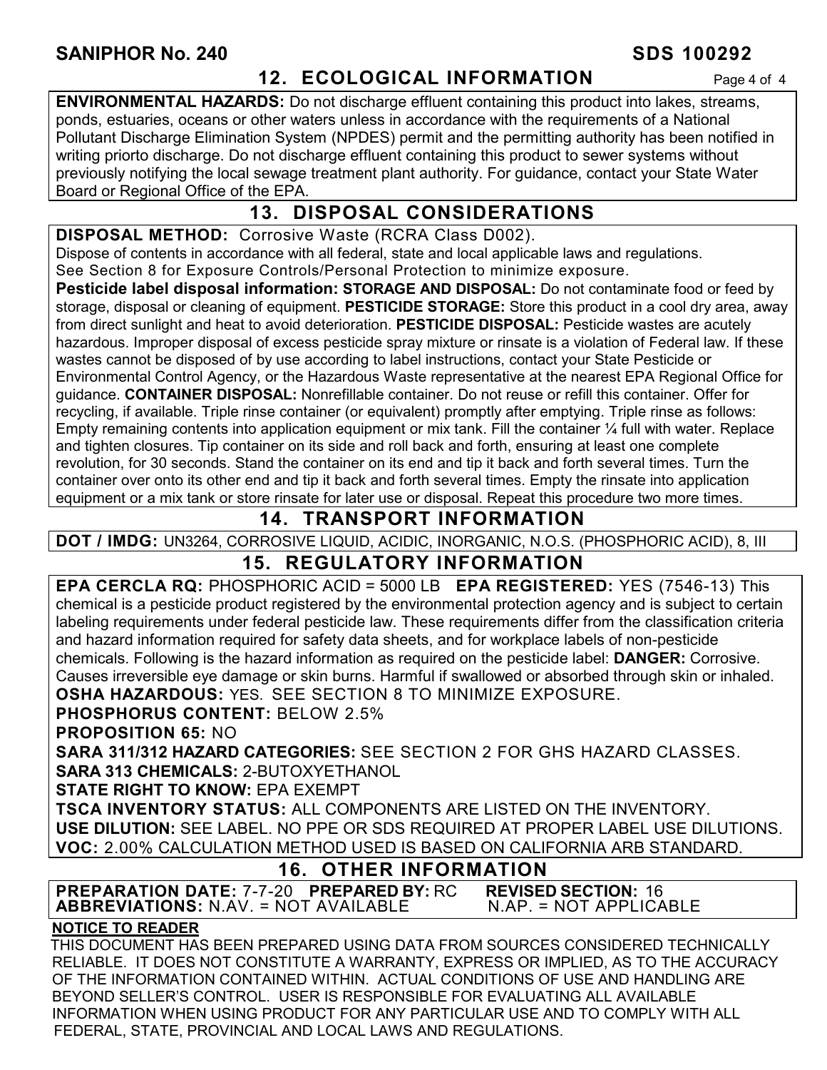## 12. ECOLOGICAL INFORMATION

**ENVIRONMENTAL HAZARDS:** Do not discharge effluent containing this product into lakes, streams, ponds, estuaries, oceans or other waters unless in accordance with the requirements of a National Pollutant Discharge Elimination System (NPDES) permit and the permitting authority has been notified in writing priorto discharge. Do not discharge effluent containing this product to sewer systems without previously notifying the local sewage treatment plant authority. For guidance, contact your State Water Board or Regional Office of the EPA.

## 13. DISPOSAL CONSIDERATIONS

**DISPOSAL METHOD:** Corrosive Waste (RCRA Class D002).
Dispose of contents in accordance with all federal, state and local applicable laws and regulations.
See Section 8 for Exposure Controls/Personal Protection to minimize exposure.

**Pesticide label disposal information: STORAGE AND DISPOSAL:** Do not contaminate food or feed by storage, disposal or cleaning of equipment. **PESTICIDE STORAGE:** Store this product in a cool dry area, away from direct sunlight and heat to avoid deterioration. **PESTICIDE DISPOSAL:** Pesticide wastes are acutely hazardous. Improper disposal of excess pesticide spray mixture or rinsate is a violation of Federal law. If these wastes cannot be disposed of by use according to label instructions, contact your State Pesticide or Environmental Control Agency, or the Hazardous Waste representative at the nearest EPA Regional Office for guidance. **CONTAINER DISPOSAL:** Nonrefillable container. Do not reuse or refill this container. Offer for recycling, if available. Triple rinse container (or equivalent) promptly after emptying. Triple rinse as follows: Empty remaining contents into application equipment or mix tank. Fill the container ¼ full with water. Replace and tighten closures. Tip container on its side and roll back and forth, ensuring at least one complete revolution, for 30 seconds. Stand the container on its end and tip it back and forth several times. Turn the container over onto its other end and tip it back and forth several times. Empty the rinsate into application equipment or a mix tank or store rinsate for later use or disposal. Repeat this procedure two more times.

## 14. TRANSPORT INFORMATION

**DOT / IMDG:** UN3264, CORROSIVE LIQUID, ACIDIC, INORGANIC, N.O.S. (PHOSPHORIC ACID), 8, III

## 15. REGULATORY INFORMATION

**EPA CERCLA RQ:** PHOSPHORIC ACID = 5000 LB **EPA REGISTERED:** YES (7546-13) This chemical is a pesticide product registered by the environmental protection agency and is subject to certain labeling requirements under federal pesticide law. These requirements differ from the classification criteria and hazard information required for safety data sheets, and for workplace labels of non-pesticide chemicals. Following is the hazard information as required on the pesticide label: **DANGER:** Corrosive. Causes irreversible eye damage or skin burns. Harmful if swallowed or absorbed through skin or inhaled.
**OSHA HAZARDOUS:** YES. SEE SECTION 8 TO MINIMIZE EXPOSURE.
**PHOSPHORUS CONTENT:** BELOW 2.5%
**PROPOSITION 65:** NO
**SARA 311/312 HAZARD CATEGORIES:** SEE SECTION 2 FOR GHS HAZARD CLASSES.
**SARA 313 CHEMICALS:** 2-BUTOXYETHANOL
**STATE RIGHT TO KNOW:** EPA EXEMPT
**TSCA INVENTORY STATUS:** ALL COMPONENTS ARE LISTED ON THE INVENTORY.
**USE DILUTION:** SEE LABEL. NO PPE OR SDS REQUIRED AT PROPER LABEL USE DILUTIONS.
**VOC:** 2.00% CALCULATION METHOD USED IS BASED ON CALIFORNIA ARB STANDARD.

## 16. OTHER INFORMATION

**PREPARATION DATE:** 7-7-20 **PREPARED BY:** RC **REVISED SECTION:** 16
**ABBREVIATIONS:** N.AV. = NOT AVAILABLE N.AP. = NOT APPLICABLE

**NOTICE TO READER**

THIS DOCUMENT HAS BEEN PREPARED USING DATA FROM SOURCES CONSIDERED TECHNICALLY RELIABLE. IT DOES NOT CONSTITUTE A WARRANTY, EXPRESS OR IMPLIED, AS TO THE ACCURACY OF THE INFORMATION CONTAINED WITHIN. ACTUAL CONDITIONS OF USE AND HANDLING ARE BEYOND SELLER'S CONTROL. USER IS RESPONSIBLE FOR EVALUATING ALL AVAILABLE INFORMATION WHEN USING PRODUCT FOR ANY PARTICULAR USE AND TO COMPLY WITH ALL FEDERAL, STATE, PROVINCIAL AND LOCAL LAWS AND REGULATIONS.